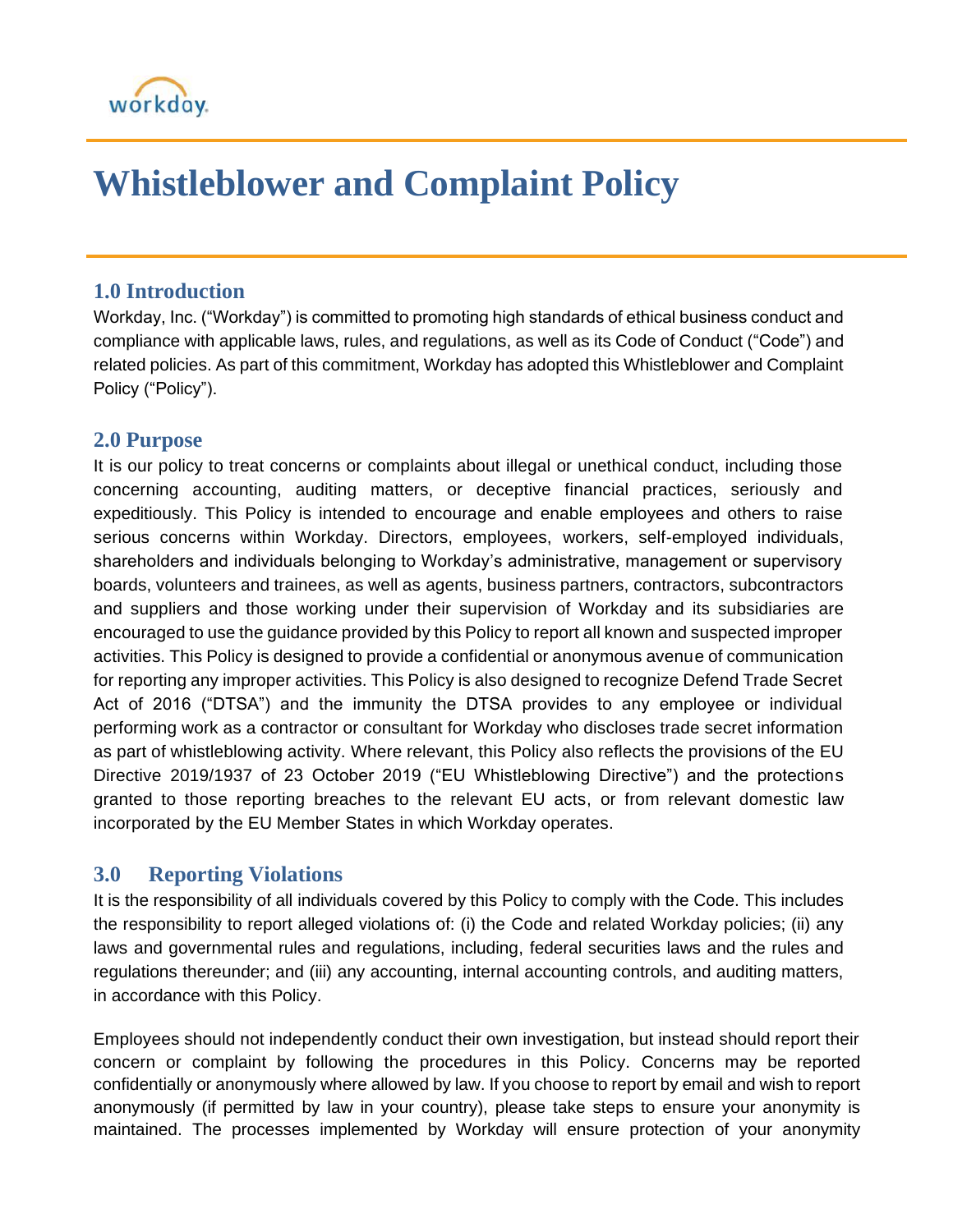# Whistleblower and Complaint Policy

## 1.0 Introduction

Workday, Inc. ("Workday") is committed to promoting high standards of ethical business conduct and compliance with applicable laws, rules, and regulations, as well as its Code of Conduct ("Code") and related policies. As part of this commitment, Workday has adopted this Whistleblower and Complaint Policy ("Policy").

## 2.0 Purpose

It is our policy to treat concerns or complaints about illegal or unethical conduct, including those concerning accounting, auditing matters, or deceptive financial practices, seriously and expeditiously. This Policy is intended to encourage and enable employees and others to raise serious concerns within Workday. Directors, employees, workers, self-employed individuals, shareholders and individuals belonging to Workday's administrative, management or supervisory boards, volunteers and trainees, as well as agents, business partners, contractors, subcontractors and suppliers and those working under their supervision of Workday and its subsidiaries are encouraged to use the guidance provided by this Policy to report all known and suspected improper activities. This Policy is designed to provide a confidential or anonymous avenue of communication for reporting any improper activities. This Policy is also designed to recognize Defend Trade Secret Act of 2016 ("DTSA") and the immunity the DTSA provides to any employee or individual performing work as a contractor or consultant for Workday who discloses trade secret information as part of whistleblowing activity. Where relevant, this Policy also reflects the provisions of the EU Directive 2019/1937 of 23 October 2019 ("EU Whistleblowing Directive") and the protections granted to those reporting breaches to the relevant EU acts, or from relevant domestic law incorporated by the EU Member States in which Workday operates.

## 3.0 Reporting Violations

It is the responsibility of all individuals covered by this Policy to comply with the Code. This includes the responsibility to report alleged violations of: (i) the Code and related Workday policies; (ii) any laws and governmental rules and regulations, including, federal securities laws and the rules and regulations thereunder; and (iii) any accounting, internal accounting controls, and auditing matters, in accordance with this Policy.

Employees should not independently conduct their own investigation, but instead should report their concern or complaint by following the procedures in this Policy. Concerns may be reported confidentially or anonymously where allowed by law. If you choose to report by email and wish to report anonymously (if permitted by law in your country), please take steps to ensure your anonymity is maintained. The processes implemented by Workday will ensure protection of your anonymity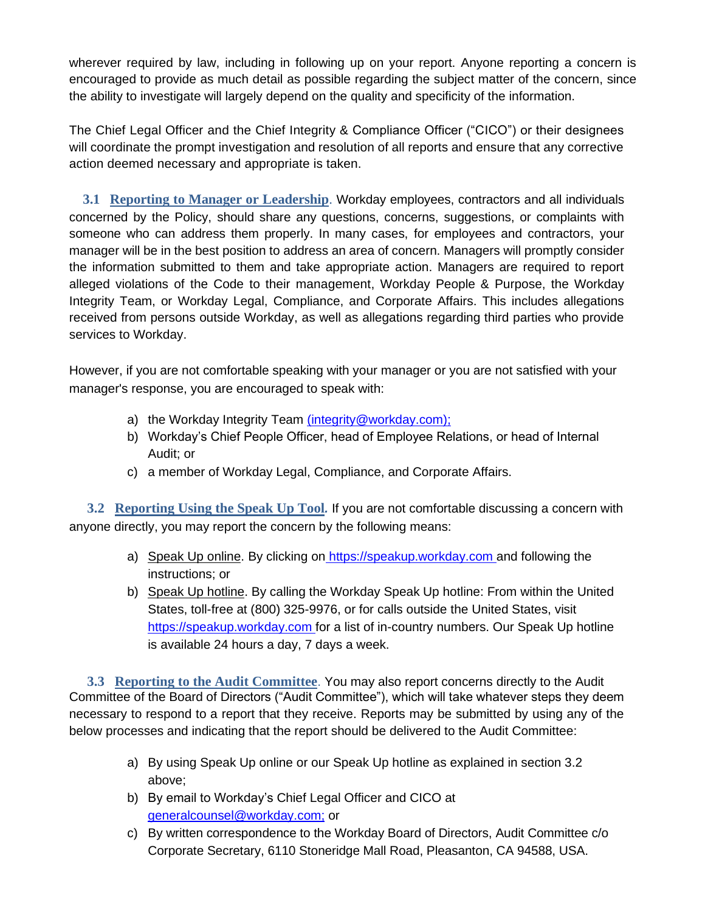wherever required by law, including in following up on your report. Anyone reporting a concern is encouraged to provide as much detail as possible regarding the subject matter of the concern, since the ability to investigate will largely depend on the quality and specificity of the information.

The Chief Legal Officer and the Chief Integrity & Compliance Officer ("CICO") or their designees will coordinate the prompt investigation and resolution of all reports and ensure that any corrective action deemed necessary and appropriate is taken.

**3.1 Reporting to Manager or Leadership**. Workday employees, contractors and all individuals concerned by the Policy, should share any questions, concerns, suggestions, or complaints with someone who can address them properly. In many cases, for employees and contractors, your manager will be in the best position to address an area of concern. Managers will promptly consider the information submitted to them and take appropriate action. Managers are required to report alleged violations of the Code to their management, Workday People & Purpose, the Workday Integrity Team, or Workday Legal, Compliance, and Corporate Affairs. This includes allegations received from persons outside Workday, as well as allegations regarding third parties who provide services to Workday.

However, if you are not comfortable speaking with your manager or you are not satisfied with your manager's response, you are encouraged to speak with:

a) the Workday Integrity Team (integrity@workday.com);
b) Workday's Chief People Officer, head of Employee Relations, or head of Internal Audit; or
c) a member of Workday Legal, Compliance, and Corporate Affairs.

**3.2 Reporting Using the Speak Up Tool.** If you are not comfortable discussing a concern with anyone directly, you may report the concern by the following means:

a) Speak Up online. By clicking on https://speakup.workday.com and following the instructions; or
b) Speak Up hotline. By calling the Workday Speak Up hotline: From within the United States, toll-free at (800) 325-9976, or for calls outside the United States, visit https://speakup.workday.com for a list of in-country numbers. Our Speak Up hotline is available 24 hours a day, 7 days a week.

**3.3 Reporting to the Audit Committee**. You may also report concerns directly to the Audit Committee of the Board of Directors ("Audit Committee"), which will take whatever steps they deem necessary to respond to a report that they receive. Reports may be submitted by using any of the below processes and indicating that the report should be delivered to the Audit Committee:

a) By using Speak Up online or our Speak Up hotline as explained in section 3.2 above;
b) By email to Workday's Chief Legal Officer and CICO at generalcounsel@workday.com; or
c) By written correspondence to the Workday Board of Directors, Audit Committee c/o Corporate Secretary, 6110 Stoneridge Mall Road, Pleasanton, CA 94588, USA.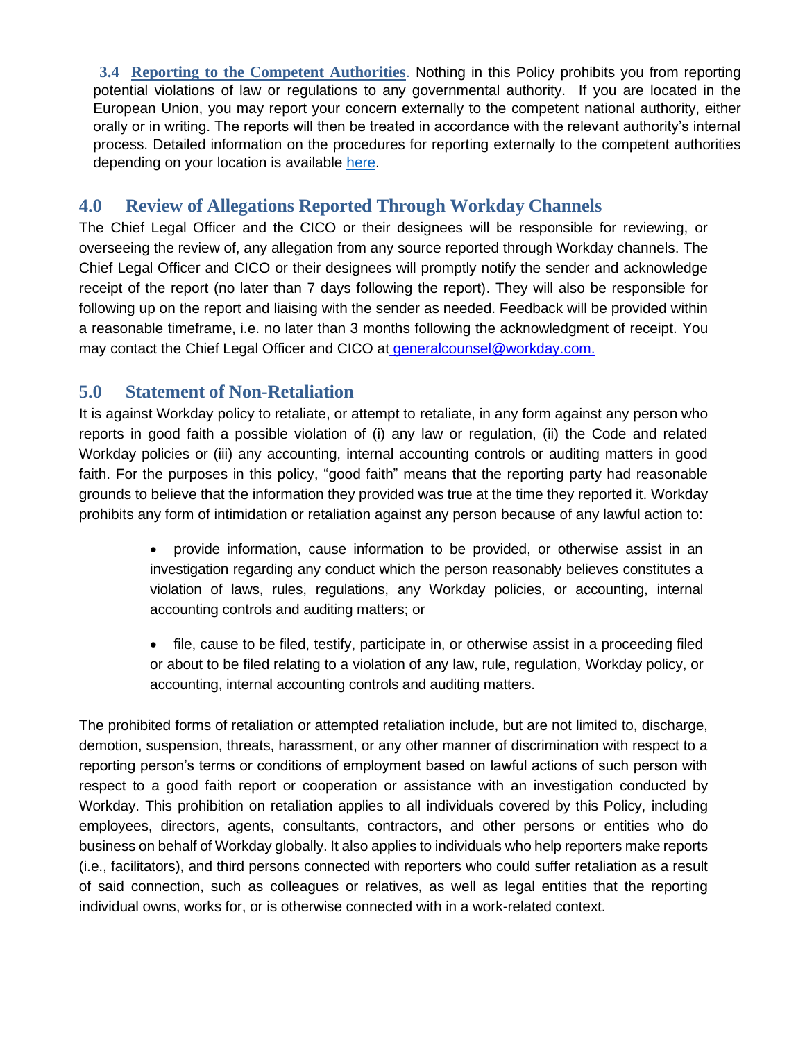**3.4 Reporting to the Competent Authorities**. Nothing in this Policy prohibits you from reporting potential violations of law or regulations to any governmental authority. If you are located in the European Union, you may report your concern externally to the competent national authority, either orally or in writing. The reports will then be treated in accordance with the relevant authority's internal process. Detailed information on the procedures for reporting externally to the competent authorities depending on your location is available here.

## 4.0 Review of Allegations Reported Through Workday Channels

The Chief Legal Officer and the CICO or their designees will be responsible for reviewing, or overseeing the review of, any allegation from any source reported through Workday channels. The Chief Legal Officer and CICO or their designees will promptly notify the sender and acknowledge receipt of the report (no later than 7 days following the report). They will also be responsible for following up on the report and liaising with the sender as needed. Feedback will be provided within a reasonable timeframe, i.e. no later than 3 months following the acknowledgment of receipt. You may contact the Chief Legal Officer and CICO at generalcounsel@workday.com.

## 5.0 Statement of Non-Retaliation

It is against Workday policy to retaliate, or attempt to retaliate, in any form against any person who reports in good faith a possible violation of (i) any law or regulation, (ii) the Code and related Workday policies or (iii) any accounting, internal accounting controls or auditing matters in good faith. For the purposes in this policy, "good faith" means that the reporting party had reasonable grounds to believe that the information they provided was true at the time they reported it. Workday prohibits any form of intimidation or retaliation against any person because of any lawful action to:

- provide information, cause information to be provided, or otherwise assist in an investigation regarding any conduct which the person reasonably believes constitutes a violation of laws, rules, regulations, any Workday policies, or accounting, internal accounting controls and auditing matters; or

- file, cause to be filed, testify, participate in, or otherwise assist in a proceeding filed or about to be filed relating to a violation of any law, rule, regulation, Workday policy, or accounting, internal accounting controls and auditing matters.

The prohibited forms of retaliation or attempted retaliation include, but are not limited to, discharge, demotion, suspension, threats, harassment, or any other manner of discrimination with respect to a reporting person's terms or conditions of employment based on lawful actions of such person with respect to a good faith report or cooperation or assistance with an investigation conducted by Workday. This prohibition on retaliation applies to all individuals covered by this Policy, including employees, directors, agents, consultants, contractors, and other persons or entities who do business on behalf of Workday globally. It also applies to individuals who help reporters make reports (i.e., facilitators), and third persons connected with reporters who could suffer retaliation as a result of said connection, such as colleagues or relatives, as well as legal entities that the reporting individual owns, works for, or is otherwise connected with in a work-related context.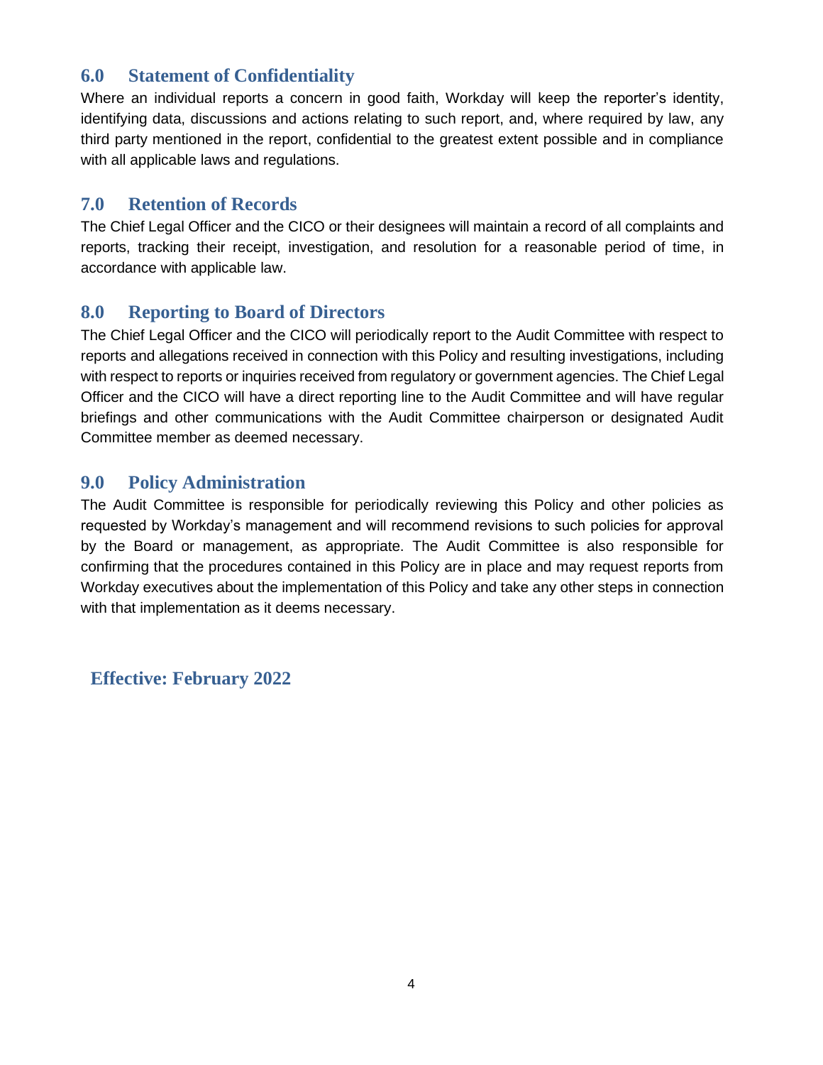## 6.0 Statement of Confidentiality

Where an individual reports a concern in good faith, Workday will keep the reporter's identity, identifying data, discussions and actions relating to such report, and, where required by law, any third party mentioned in the report, confidential to the greatest extent possible and in compliance with all applicable laws and regulations.

## 7.0 Retention of Records

The Chief Legal Officer and the CICO or their designees will maintain a record of all complaints and reports, tracking their receipt, investigation, and resolution for a reasonable period of time, in accordance with applicable law.

## 8.0 Reporting to Board of Directors

The Chief Legal Officer and the CICO will periodically report to the Audit Committee with respect to reports and allegations received in connection with this Policy and resulting investigations, including with respect to reports or inquiries received from regulatory or government agencies. The Chief Legal Officer and the CICO will have a direct reporting line to the Audit Committee and will have regular briefings and other communications with the Audit Committee chairperson or designated Audit Committee member as deemed necessary.

## 9.0 Policy Administration

The Audit Committee is responsible for periodically reviewing this Policy and other policies as requested by Workday's management and will recommend revisions to such policies for approval by the Board or management, as appropriate. The Audit Committee is also responsible for confirming that the procedures contained in this Policy are in place and may request reports from Workday executives about the implementation of this Policy and take any other steps in connection with that implementation as it deems necessary.

**Effective: February 2022**